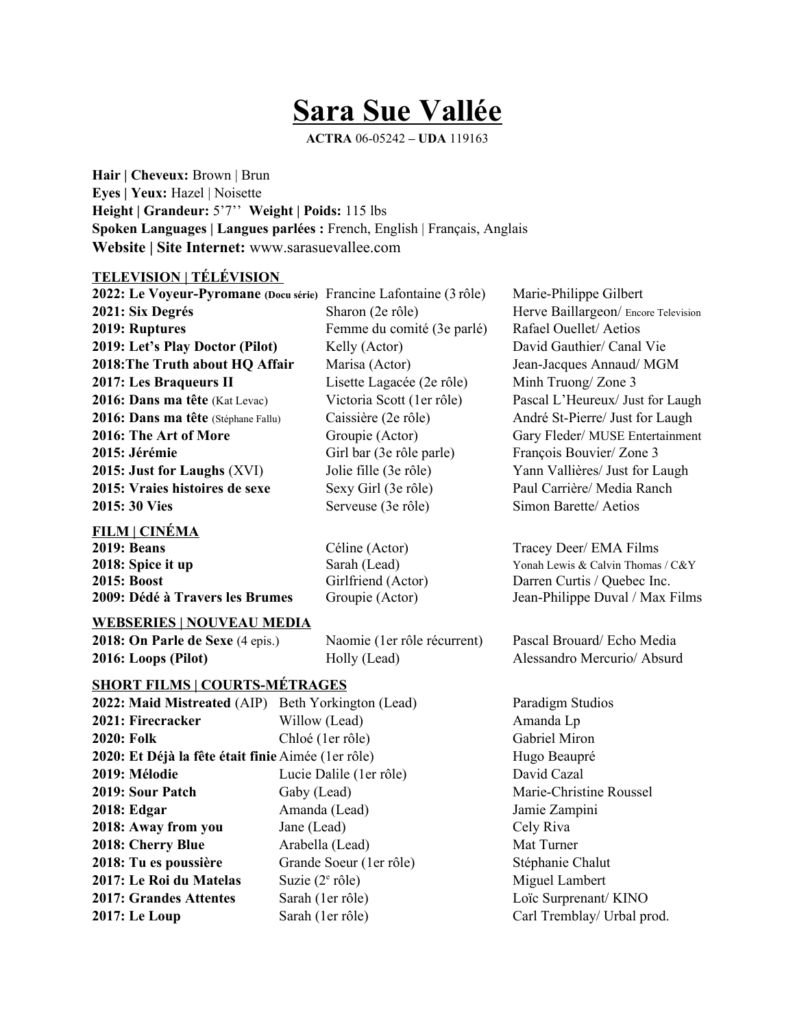# Sara Sue Vallée

**ACTRA** 06-05242 – **UDA** 119163

**Hair | Cheveux:** Brown | Brun
**Eyes | Yeux:** Hazel | Noisette
**Height | Grandeur:** 5'7'' **Weight | Poids:** 115 lbs
**Spoken Languages | Langues parlées :** French, English | Français, Anglais
**Website | Site Internet:** www.sarasuevallee.com

## TELEVISION | TÉLÉVISION

| | | |
|---|---|---|
| **2022: Le Voyeur-Pyromane (Docu série)** | Francine Lafontaine (3 rôle) | Marie-Philippe Gilbert |
| **2021: Six Degrés** | Sharon (2e rôle) | Herve Baillargeon/ Encore Television |
| **2019: Ruptures** | Femme du comité (3e parlé) | Rafael Ouellet/ Aetios |
| **2019: Let's Play Doctor (Pilot)** | Kelly (Actor) | David Gauthier/ Canal Vie |
| **2018:The Truth about HQ Affair** | Marisa (Actor) | Jean-Jacques Annaud/ MGM |
| **2017: Les Braqueurs II** | Lisette Lagacée (2e rôle) | Minh Truong/ Zone 3 |
| **2016: Dans ma tête** (Kat Levac) | Victoria Scott (1er rôle) | Pascal L'Heureux/ Just for Laugh |
| **2016: Dans ma tête** (Stéphane Fallu) | Caissière (2e rôle) | André St-Pierre/ Just for Laugh |
| **2016: The Art of More** | Groupie (Actor) | Gary Fleder/ MUSE Entertainment |
| **2015: Jérémie** | Girl bar (3e rôle parle) | François Bouvier/ Zone 3 |
| **2015: Just for Laughs** (XVI) | Jolie fille (3e rôle) | Yann Vallières/ Just for Laugh |
| **2015: Vraies histoires de sexe** | Sexy Girl (3e rôle) | Paul Carrière/ Media Ranch |
| **2015: 30 Vies** | Serveuse (3e rôle) | Simon Barette/ Aetios |

## FILM | CINÉMA

| | | |
|---|---|---|
| **2019: Beans** | Céline (Actor) | Tracey Deer/ EMA Films |
| **2018: Spice it up** | Sarah (Lead) | Yonah Lewis & Calvin Thomas / C&Y |
| **2015: Boost** | Girlfriend (Actor) | Darren Curtis / Quebec Inc. |
| **2009: Dédé à Travers les Brumes** | Groupie (Actor) | Jean-Philippe Duval / Max Films |

## WEBSERIES | NOUVEAU MEDIA

| | | |
|---|---|---|
| **2018: On Parle de Sexe** (4 epis.) | Naomie (1er rôle récurrent) | Pascal Brouard/ Echo Media |
| **2016: Loops (Pilot)** | Holly (Lead) | Alessandro Mercurio/ Absurd |

## SHORT FILMS | COURTS-MÉTRAGES

| | | |
|---|---|---|
| **2022: Maid Mistreated** (AIP) | Beth Yorkington (Lead) | Paradigm Studios |
| **2021: Firecracker** | Willow (Lead) | Amanda Lp |
| **2020: Folk** | Chloé (1er rôle) | Gabriel Miron |
| **2020: Et Déjà la fête était finie** | Aimée (1er rôle) | Hugo Beaupré |
| **2019: Mélodie** | Lucie Dalile (1er rôle) | David Cazal |
| **2019: Sour Patch** | Gaby (Lead) | Marie-Christine Roussel |
| **2018: Edgar** | Amanda (Lead) | Jamie Zampini |
| **2018: Away from you** | Jane (Lead) | Cely Riva |
| **2018: Cherry Blue** | Arabella (Lead) | Mat Turner |
| **2018: Tu es poussière** | Grande Soeur (1er rôle) | Stéphanie Chalut |
| **2017: Le Roi du Matelas** | Suzie (2e rôle) | Miguel Lambert |
| **2017: Grandes Attentes** | Sarah (1er rôle) | Loïc Surprenant/ KINO |
| **2017: Le Loup** | Sarah (1er rôle) | Carl Tremblay/ Urbal prod. |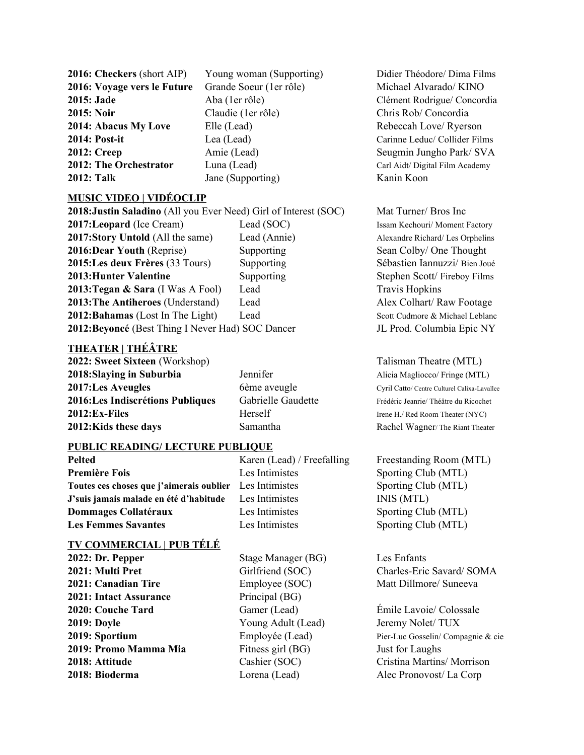| | | |
|---|---|---|
| **2016: Checkers** (short AIP) | Young woman (Supporting) | Didier Théodore/ Dima Films |
| **2016: Voyage vers le Future** | Grande Soeur (1er rôle) | Michael Alvarado/ KINO |
| **2015: Jade** | Aba (1er rôle) | Clément Rodrigue/ Concordia |
| **2015: Noir** | Claudie (1er rôle) | Chris Rob/ Concordia |
| **2014: Abacus My Love** | Elle (Lead) | Rebeccah Love/ Ryerson |
| **2014: Post-it** | Lea (Lead) | Carinne Leduc/ Collider Films |
| **2012: Creep** | Amie (Lead) | Seugmin Jungho Park/ SVA |
| **2012: The Orchestrator** | Luna (Lead) | Carl Aidt/ Digital Film Academy |
| **2012: Talk** | Jane (Supporting) | Kanin Koon |

## MUSIC VIDEO | VIDÉOCLIP

| | | |
|---|---|---|
| **2018:Justin Saladino** (All you Ever Need) | Girl of Interest (SOC) | Mat Turner/ Bros Inc |
| **2017:Leopard** (Ice Cream) | Lead (SOC) | Issam Kechouri/ Moment Factory |
| **2017:Story Untold** (All the same) | Lead (Annie) | Alexandre Richard/ Les Orphelins |
| **2016:Dear Youth** (Reprise) | Supporting | Sean Colby/ One Thought |
| **2015:Les deux Frères** (33 Tours) | Supporting | Sébastien Iannuzzi/ Bien Joué |
| **2013:Hunter Valentine** | Supporting | Stephen Scott/ Fireboy Films |
| **2013:Tegan & Sara** (I Was A Fool) | Lead | Travis Hopkins |
| **2013:The Antiheroes** (Understand) | Lead | Alex Colhart/ Raw Footage |
| **2012:Bahamas** (Lost In The Light) | Lead | Scott Cudmore & Michael Leblanc |
| **2012:Beyoncé** (Best Thing I Never Had) | SOC Dancer | JL Prod. Columbia Epic NY |

## THEATER | THÉÂTRE

| | | |
|---|---|---|
| **2022: Sweet Sixteen** (Workshop) | | Talisman Theatre (MTL) |
| **2018:Slaying in Suburbia** | Jennifer | Alicia Magliocco/ Fringe (MTL) |
| **2017:Les Aveugles** | 6ème aveugle | Cyril Catto/ Centre Culturel Calixa-Lavallee |
| **2016:Les Indiscrétions Publiques** | Gabrielle Gaudette | Frédéric Jeanrie/ Théâtre du Ricochet |
| **2012:Ex-Files** | Herself | Irene H./ Red Room Theater (NYC) |
| **2012:Kids these days** | Samantha | Rachel Wagner/ The Riant Theater |

## PUBLIC READING/ LECTURE PUBLIQUE

| | | |
|---|---|---|
| **Pelted** | Karen (Lead) / Freefalling | Freestanding Room (MTL) |
| **Première Fois** | Les Intimistes | Sporting Club (MTL) |
| **Toutes ces choses que j'aimerais oublier** | Les Intimistes | Sporting Club (MTL) |
| **J'suis jamais malade en été d'habitude** | Les Intimistes | INIS (MTL) |
| **Dommages Collatéraux** | Les Intimistes | Sporting Club (MTL) |
| **Les Femmes Savantes** | Les Intimistes | Sporting Club (MTL) |

## TV COMMERCIAL | PUB TÉLÉ

| | | |
|---|---|---|
| **2022: Dr. Pepper** | Stage Manager (BG) | Les Enfants |
| **2021: Multi Pret** | Girlfriend (SOC) | Charles-Eric Savard/ SOMA |
| **2021: Canadian Tire** | Employee (SOC) | Matt Dillmore/ Suneeva |
| **2021: Intact Assurance** | Principal (BG) | |
| **2020: Couche Tard** | Gamer (Lead) | Émile Lavoie/ Colossale |
| **2019: Doyle** | Young Adult (Lead) | Jeremy Nolet/ TUX |
| **2019: Sportium** | Employée (Lead) | Pier-Luc Gosselin/ Compagnie & cie |
| **2019: Promo Mamma Mia** | Fitness girl (BG) | Just for Laughs |
| **2018: Attitude** | Cashier (SOC) | Cristina Martins/ Morrison |
| **2018: Bioderma** | Lorena (Lead) | Alec Pronovost/ La Corp |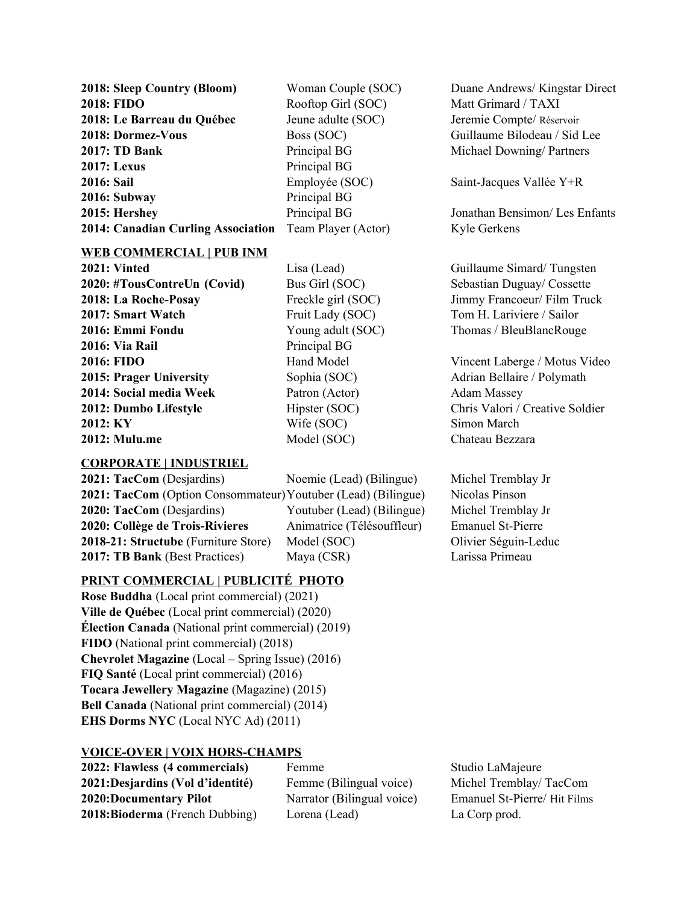| | | |
|---|---|---|
| **2018: Sleep Country (Bloom)** | Woman Couple (SOC) | Duane Andrews/ Kingstar Direct |
| **2018: FIDO** | Rooftop Girl (SOC) | Matt Grimard / TAXI |
| **2018: Le Barreau du Québec** | Jeune adulte (SOC) | Jeremie Compte/ Réservoir |
| **2018: Dormez-Vous** | Boss (SOC) | Guillaume Bilodeau / Sid Lee |
| **2017: TD Bank** | Principal BG | Michael Downing/ Partners |
| **2017: Lexus** | Principal BG | |
| **2016: Sail** | Employée (SOC) | Saint-Jacques Vallée Y+R |
| **2016: Subway** | Principal BG | |
| **2015: Hershey** | Principal BG | Jonathan Bensimon/ Les Enfants |
| **2014: Canadian Curling Association** | Team Player (Actor) | Kyle Gerkens |

## WEB COMMERCIAL | PUB INM

| | | |
|---|---|---|
| **2021: Vinted** | Lisa (Lead) | Guillaume Simard/ Tungsten |
| **2020: #TousContreUn (Covid)** | Bus Girl (SOC) | Sebastian Duguay/ Cossette |
| **2018: La Roche-Posay** | Freckle girl (SOC) | Jimmy Francoeur/ Film Truck |
| **2017: Smart Watch** | Fruit Lady (SOC) | Tom H. Lariviere / Sailor |
| **2016: Emmi Fondu** | Young adult (SOC) | Thomas / BleuBlancRouge |
| **2016: Via Rail** | Principal BG | |
| **2016: FIDO** | Hand Model | Vincent Laberge / Motus Video |
| **2015: Prager University** | Sophia (SOC) | Adrian Bellaire / Polymath |
| **2014: Social media Week** | Patron (Actor) | Adam Massey |
| **2012: Dumbo Lifestyle** | Hipster (SOC) | Chris Valori / Creative Soldier |
| **2012: KY** | Wife (SOC) | Simon March |
| **2012: Mulu.me** | Model (SOC) | Chateau Bezzara |

## CORPORATE | INDUSTRIEL

| | | |
|---|---|---|
| **2021: TacCom** (Desjardins) | Noemie (Lead) (Bilingue) | Michel Tremblay Jr |
| **2021: TacCom** (Option Consommateur) | Youtuber (Lead) (Bilingue) | Nicolas Pinson |
| **2020: TacCom** (Desjardins) | Youtuber (Lead) (Bilingue) | Michel Tremblay Jr |
| **2020: Collège de Trois-Rivieres** | Animatrice (Télésouffleur) | Emanuel St-Pierre |
| **2018-21: Structube** (Furniture Store) | Model (SOC) | Olivier Séguin-Leduc |
| **2017: TB Bank** (Best Practices) | Maya (CSR) | Larissa Primeau |

## PRINT COMMERCIAL | PUBLICITÉ PHOTO

**Rose Buddha** (Local print commercial) (2021)
**Ville de Québec** (Local print commercial) (2020)
**Élection Canada** (National print commercial) (2019)
**FIDO** (National print commercial) (2018)
**Chevrolet Magazine** (Local – Spring Issue) (2016)
**FIQ Santé** (Local print commercial) (2016)
**Tocara Jewellery Magazine** (Magazine) (2015)
**Bell Canada** (National print commercial) (2014)
**EHS Dorms NYC** (Local NYC Ad) (2011)

## VOICE-OVER | VOIX HORS-CHAMPS

| | | |
|---|---|---|
| **2022: Flawless (4 commercials)** | Femme | Studio LaMajeure |
| **2021:Desjardins (Vol d'identité)** | Femme (Bilingual voice) | Michel Tremblay/ TacCom |
| **2020:Documentary Pilot** | Narrator (Bilingual voice) | Emanuel St-Pierre/ Hit Films |
| **2018:Bioderma** (French Dubbing) | Lorena (Lead) | La Corp prod. |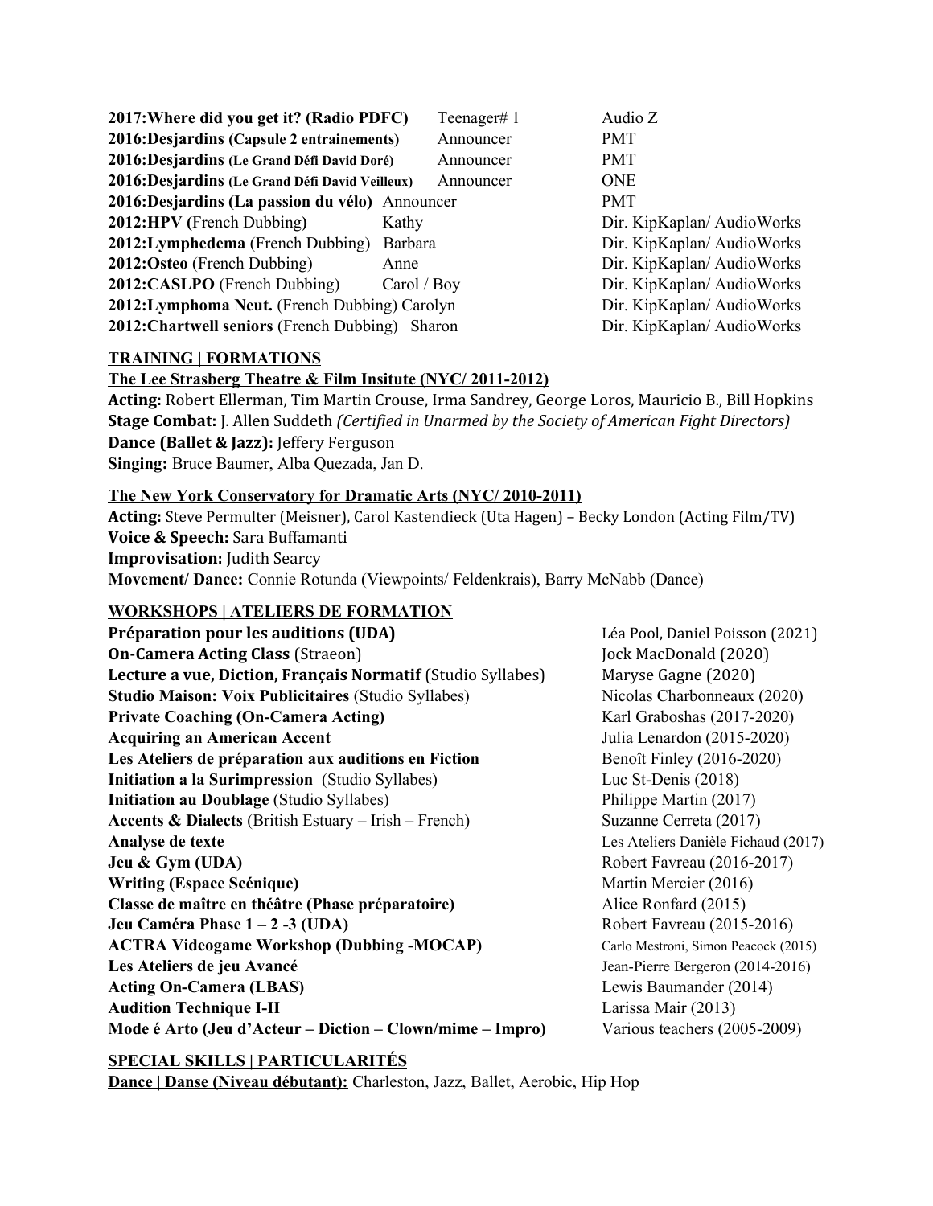| | | |
|---|---|---|
| **2017:Where did you get it? (Radio PDFC)** | Teenager# 1 | Audio Z |
| **2016:Desjardins (Capsule 2 entrainements)** | Announcer | PMT |
| **2016:Desjardins (Le Grand Défi David Doré)** | Announcer | PMT |
| **2016:Desjardins (Le Grand Défi David Veilleux)** | Announcer | ONE |
| **2016:Desjardins (La passion du vélo)** | Announcer | PMT |
| **2012:HPV (**French Dubbing**)** | Kathy | Dir. KipKaplan/ AudioWorks |
| **2012:Lymphedema** (French Dubbing) | Barbara | Dir. KipKaplan/ AudioWorks |
| **2012:Osteo** (French Dubbing) | Anne | Dir. KipKaplan/ AudioWorks |
| **2012:CASLPO** (French Dubbing) | Carol / Boy | Dir. KipKaplan/ AudioWorks |
| **2012:Lymphoma Neut.** (French Dubbing) | Carolyn | Dir. KipKaplan/ AudioWorks |
| **2012:Chartwell seniors** (French Dubbing) | Sharon | Dir. KipKaplan/ AudioWorks |

## TRAINING | FORMATIONS

### The Lee Strasberg Theatre & Film Insitute (NYC/ 2011-2012)

**Acting:** Robert Ellerman, Tim Martin Crouse, Irma Sandrey, George Loros, Mauricio B., Bill Hopkins
**Stage Combat:** J. Allen Suddeth *(Certified in Unarmed by the Society of American Fight Directors)*
**Dance (Ballet & Jazz):** Jeffery Ferguson
**Singing:** Bruce Baumer, Alba Quezada, Jan D.

### The New York Conservatory for Dramatic Arts (NYC/ 2010-2011)

**Acting:** Steve Permulter (Meisner), Carol Kastendieck (Uta Hagen) – Becky London (Acting Film/TV)
**Voice & Speech:** Sara Buffamanti
**Improvisation:** Judith Searcy
**Movement/ Dance:** Connie Rotunda (Viewpoints/ Feldenkrais), Barry McNabb (Dance)

## WORKSHOPS | ATELIERS DE FORMATION

| | |
|---|---|
| **Préparation pour les auditions (UDA)** | Léa Pool, Daniel Poisson (2021) |
| **On-Camera Acting Class** (Straeon) | Jock MacDonald (2020) |
| **Lecture a vue, Diction, Français Normatif** (Studio Syllabes) | Maryse Gagne (2020) |
| **Studio Maison: Voix Publicitaires** (Studio Syllabes) | Nicolas Charbonneaux (2020) |
| **Private Coaching (On-Camera Acting)** | Karl Graboshas (2017-2020) |
| **Acquiring an American Accent** | Julia Lenardon (2015-2020) |
| **Les Ateliers de préparation aux auditions en Fiction** | Benoît Finley (2016-2020) |
| **Initiation a la Surimpression** (Studio Syllabes) | Luc St-Denis (2018) |
| **Initiation au Doublage** (Studio Syllabes) | Philippe Martin (2017) |
| **Accents & Dialects** (British Estuary – Irish – French) | Suzanne Cerreta (2017) |
| **Analyse de texte** | Les Ateliers Danièle Fichaud (2017) |
| **Jeu & Gym (UDA)** | Robert Favreau (2016-2017) |
| **Writing (Espace Scénique)** | Martin Mercier (2016) |
| **Classe de maître en théâtre (Phase préparatoire)** | Alice Ronfard (2015) |
| **Jeu Caméra Phase 1 – 2 -3 (UDA)** | Robert Favreau (2015-2016) |
| **ACTRA Videogame Workshop (Dubbing -MOCAP)** | Carlo Mestroni, Simon Peacock (2015) |
| **Les Ateliers de jeu Avancé** | Jean-Pierre Bergeron (2014-2016) |
| **Acting On-Camera (LBAS)** | Lewis Baumander (2014) |
| **Audition Technique I-II** | Larissa Mair (2013) |
| **Mode é Arto (Jeu d'Acteur – Diction – Clown/mime – Impro)** | Various teachers (2005-2009) |

## SPECIAL SKILLS | PARTICULARITÉS

**Dance | Danse (Niveau débutant):** Charleston, Jazz, Ballet, Aerobic, Hip Hop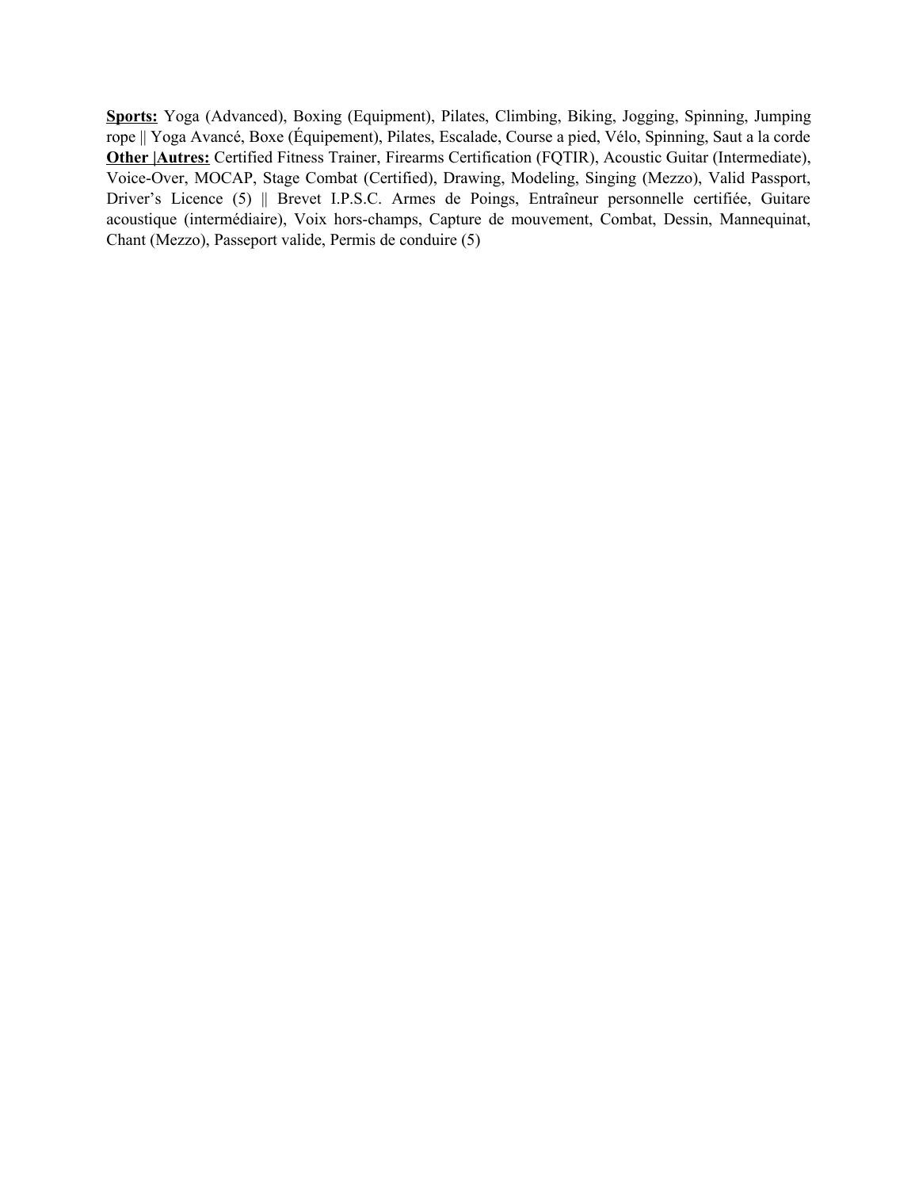**Sports:** Yoga (Advanced), Boxing (Equipment), Pilates, Climbing, Biking, Jogging, Spinning, Jumping rope || Yoga Avancé, Boxe (Équipement), Pilates, Escalade, Course a pied, Vélo, Spinning, Saut a la corde
**Other |Autres:** Certified Fitness Trainer, Firearms Certification (FQTIR), Acoustic Guitar (Intermediate), Voice-Over, MOCAP, Stage Combat (Certified), Drawing, Modeling, Singing (Mezzo), Valid Passport, Driver's Licence (5) || Brevet I.P.S.C. Armes de Poings, Entraîneur personnelle certifiée, Guitare acoustique (intermédiaire), Voix hors-champs, Capture de mouvement, Combat, Dessin, Mannequinat, Chant (Mezzo), Passeport valide, Permis de conduire (5)